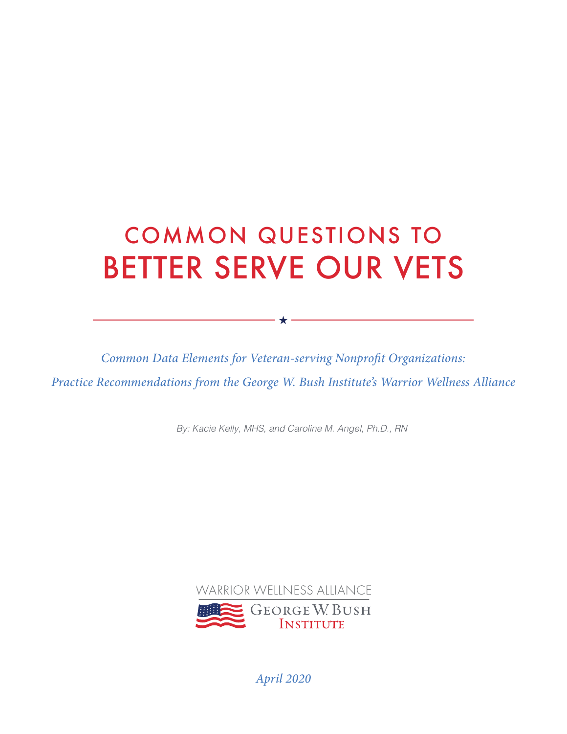# COMMON QUESTIONS TO BETTER SERVE OUR VETS

*Common Data Elements for Veteran-serving Nonprofit Organizations: Practice Recommendations from the George W. Bush Institute's Warrior Wellness Alliance*

*By: Kacie Kelly, MHS, and Caroline M. Angel, Ph.D., RN*

WARRIOR WELLNESS ALLIANCE
GEORGE W. BUSH INSTITUTE

*April 2020*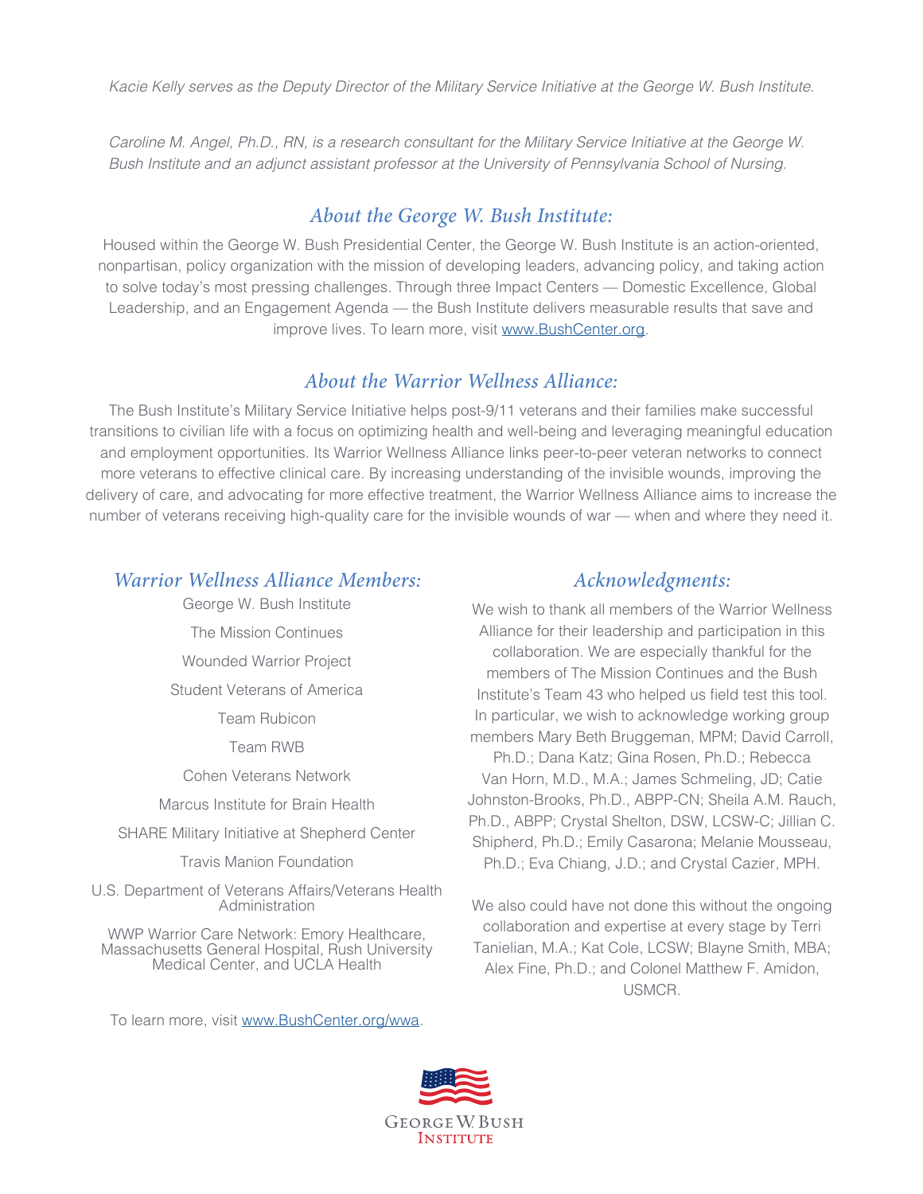*Kacie Kelly serves as the Deputy Director of the Military Service Initiative at the George W. Bush Institute.*

*Caroline M. Angel, Ph.D., RN, is a research consultant for the Military Service Initiative at the George W. Bush Institute and an adjunct assistant professor at the University of Pennsylvania School of Nursing.*

## *About the George W. Bush Institute:*

Housed within the George W. Bush Presidential Center, the George W. Bush Institute is an action-oriented, nonpartisan, policy organization with the mission of developing leaders, advancing policy, and taking action to solve today's most pressing challenges. Through three Impact Centers — Domestic Excellence, Global Leadership, and an Engagement Agenda — the Bush Institute delivers measurable results that save and improve lives. To learn more, visit www.BushCenter.org.

## *About the Warrior Wellness Alliance:*

The Bush Institute's Military Service Initiative helps post-9/11 veterans and their families make successful transitions to civilian life with a focus on optimizing health and well-being and leveraging meaningful education and employment opportunities. Its Warrior Wellness Alliance links peer-to-peer veteran networks to connect more veterans to effective clinical care. By increasing understanding of the invisible wounds, improving the delivery of care, and advocating for more effective treatment, the Warrior Wellness Alliance aims to increase the number of veterans receiving high-quality care for the invisible wounds of war — when and where they need it.

## *Warrior Wellness Alliance Members:*

George W. Bush Institute

The Mission Continues

Wounded Warrior Project

Student Veterans of America

Team Rubicon

Team RWB

Cohen Veterans Network

Marcus Institute for Brain Health

SHARE Military Initiative at Shepherd Center

Travis Manion Foundation

U.S. Department of Veterans Affairs/Veterans Health Administration

WWP Warrior Care Network: Emory Healthcare, Massachusetts General Hospital, Rush University Medical Center, and UCLA Health

To learn more, visit www.BushCenter.org/wwa.

## *Acknowledgments:*

We wish to thank all members of the Warrior Wellness Alliance for their leadership and participation in this collaboration. We are especially thankful for the members of The Mission Continues and the Bush Institute's Team 43 who helped us field test this tool. In particular, we wish to acknowledge working group members Mary Beth Bruggeman, MPM; David Carroll, Ph.D.; Dana Katz; Gina Rosen, Ph.D.; Rebecca Van Horn, M.D., M.A.; James Schmeling, JD; Catie Johnston-Brooks, Ph.D., ABPP-CN; Sheila A.M. Rauch, Ph.D., ABPP; Crystal Shelton, DSW, LCSW-C; Jillian C. Shipherd, Ph.D.; Emily Casarona; Melanie Mousseau, Ph.D.; Eva Chiang, J.D.; and Crystal Cazier, MPH.

We also could have not done this without the ongoing collaboration and expertise at every stage by Terri Tanielian, M.A.; Kat Cole, LCSW; Blayne Smith, MBA; Alex Fine, Ph.D.; and Colonel Matthew F. Amidon, USMCR.

GEORGE W. BUSH INSTITUTE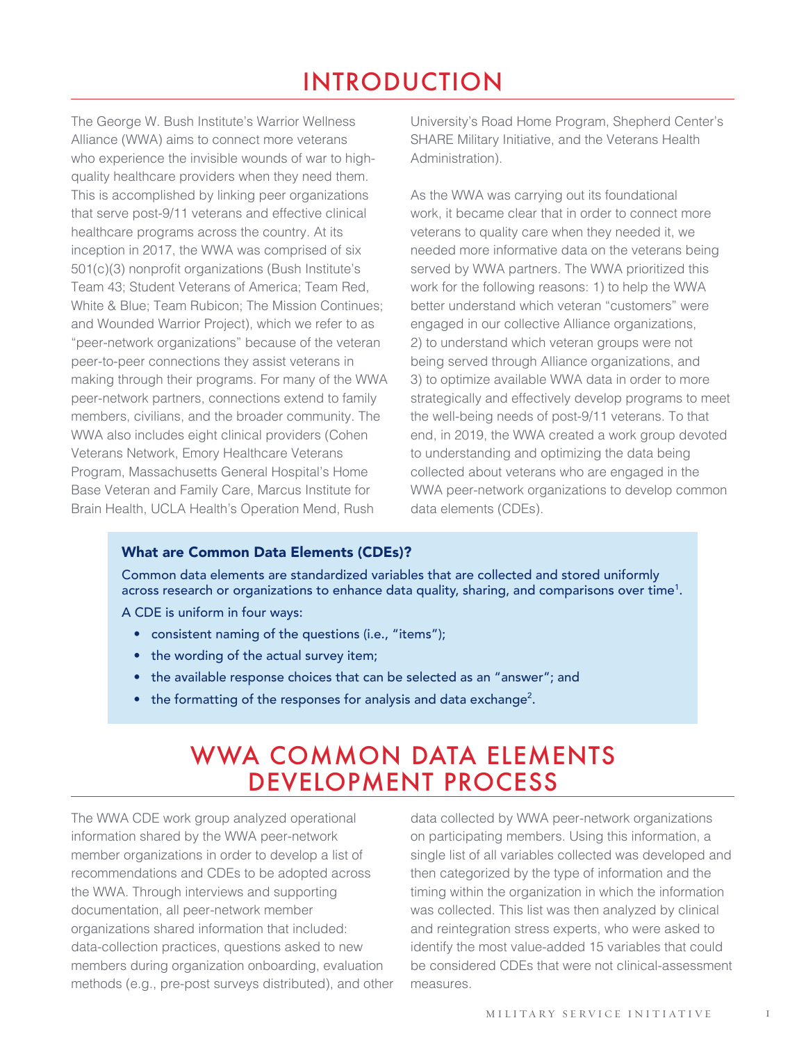# INTRODUCTION

The George W. Bush Institute's Warrior Wellness Alliance (WWA) aims to connect more veterans who experience the invisible wounds of war to high-quality healthcare providers when they need them. This is accomplished by linking peer organizations that serve post-9/11 veterans and effective clinical healthcare programs across the country. At its inception in 2017, the WWA was comprised of six 501(c)(3) nonprofit organizations (Bush Institute's Team 43; Student Veterans of America; Team Red, White & Blue; Team Rubicon; The Mission Continues; and Wounded Warrior Project), which we refer to as "peer-network organizations" because of the veteran peer-to-peer connections they assist veterans in making through their programs. For many of the WWA peer-network partners, connections extend to family members, civilians, and the broader community. The WWA also includes eight clinical providers (Cohen Veterans Network, Emory Healthcare Veterans Program, Massachusetts General Hospital's Home Base Veteran and Family Care, Marcus Institute for Brain Health, UCLA Health's Operation Mend, Rush University's Road Home Program, Shepherd Center's SHARE Military Initiative, and the Veterans Health Administration).

As the WWA was carrying out its foundational work, it became clear that in order to connect more veterans to quality care when they needed it, we needed more informative data on the veterans being served by WWA partners. The WWA prioritized this work for the following reasons: 1) to help the WWA better understand which veteran "customers" were engaged in our collective Alliance organizations, 2) to understand which veteran groups were not being served through Alliance organizations, and 3) to optimize available WWA data in order to more strategically and effectively develop programs to meet the well-being needs of post-9/11 veterans. To that end, in 2019, the WWA created a work group devoted to understanding and optimizing the data being collected about veterans who are engaged in the WWA peer-network organizations to develop common data elements (CDEs).

### What are Common Data Elements (CDEs)?

Common data elements are standardized variables that are collected and stored uniformly across research or organizations to enhance data quality, sharing, and comparisons over time[1].

A CDE is uniform in four ways:

- consistent naming of the questions (i.e., "items");
- the wording of the actual survey item;
- the available response choices that can be selected as an "answer"; and
- the formatting of the responses for analysis and data exchange[2].

# WWA COMMON DATA ELEMENTS DEVELOPMENT PROCESS

The WWA CDE work group analyzed operational information shared by the WWA peer-network member organizations in order to develop a list of recommendations and CDEs to be adopted across the WWA. Through interviews and supporting documentation, all peer-network member organizations shared information that included: data-collection practices, questions asked to new members during organization onboarding, evaluation methods (e.g., pre-post surveys distributed), and other data collected by WWA peer-network organizations on participating members. Using this information, a single list of all variables collected was developed and then categorized by the type of information and the timing within the organization in which the information was collected. This list was then analyzed by clinical and reintegration stress experts, who were asked to identify the most value-added 15 variables that could be considered CDEs that were not clinical-assessment measures.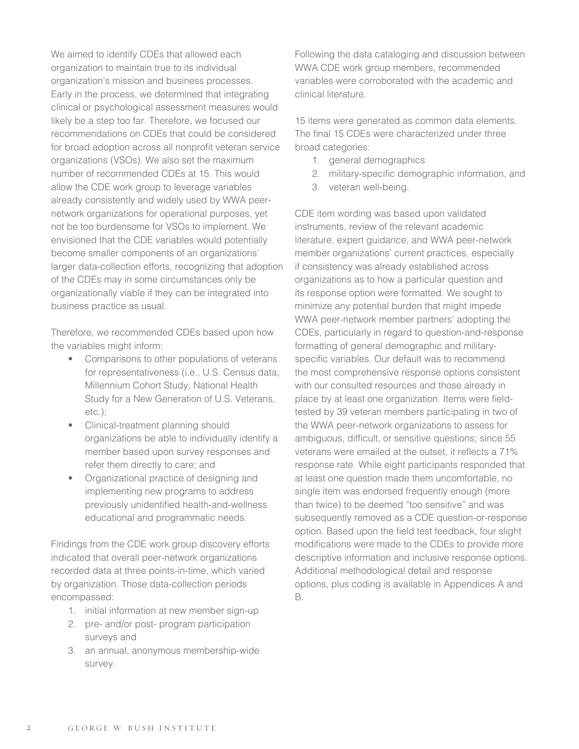We aimed to identify CDEs that allowed each organization to maintain true to its individual organization's mission and business processes. Early in the process, we determined that integrating clinical or psychological assessment measures would likely be a step too far. Therefore, we focused our recommendations on CDEs that could be considered for broad adoption across all nonprofit veteran service organizations (VSOs). We also set the maximum number of recommended CDEs at 15. This would allow the CDE work group to leverage variables already consistently and widely used by WWA peer-network organizations for operational purposes, yet not be too burdensome for VSOs to implement. We envisioned that the CDE variables would potentially become smaller components of an organizations' larger data-collection efforts, recognizing that adoption of the CDEs may in some circumstances only be organizationally viable if they can be integrated into business practice as usual.

Therefore, we recommended CDEs based upon how the variables might inform:

- Comparisons to other populations of veterans for representativeness (i.e., U.S. Census data, Millennium Cohort Study, National Health Study for a New Generation of U.S. Veterans, etc.);
- Clinical-treatment planning should organizations be able to individually identify a member based upon survey responses and refer them directly to care; and
- Organizational practice of designing and implementing new programs to address previously unidentified health-and-wellness educational and programmatic needs.

Findings from the CDE work group discovery efforts indicated that overall peer-network organizations recorded data at three points-in-time, which varied by organization. Those data-collection periods encompassed:

1. initial information at new member sign-up
2. pre- and/or post- program participation surveys and
3. an annual, anonymous membership-wide survey.

Following the data cataloging and discussion between WWA CDE work group members, recommended variables were corroborated with the academic and clinical literature.

15 items were generated as common data elements. The final 15 CDEs were characterized under three broad categories:

1. general demographics
2. military-specific demographic information, and
3. veteran well-being.

CDE item wording was based upon validated instruments, review of the relevant academic literature, expert guidance, and WWA peer-network member organizations' current practices, especially if consistency was already established across organizations as to how a particular question and its response option were formatted. We sought to minimize any potential burden that might impede WWA peer-network member partners' adopting the CDEs, particularly in regard to question-and-response formatting of general demographic and military-specific variables. Our default was to recommend the most comprehensive response options consistent with our consulted resources and those already in place by at least one organization. Items were field-tested by 39 veteran members participating in two of the WWA peer-network organizations to assess for ambiguous, difficult, or sensitive questions; since 55 veterans were emailed at the outset, it reflects a 71% response rate. While eight participants responded that at least one question made them uncomfortable, no single item was endorsed frequently enough (more than twice) to be deemed "too sensitive" and was subsequently removed as a CDE question-or-response option. Based upon the field test feedback, four slight modifications were made to the CDEs to provide more descriptive information and inclusive response options. Additional methodological detail and response options, plus coding is available in Appendices A and B.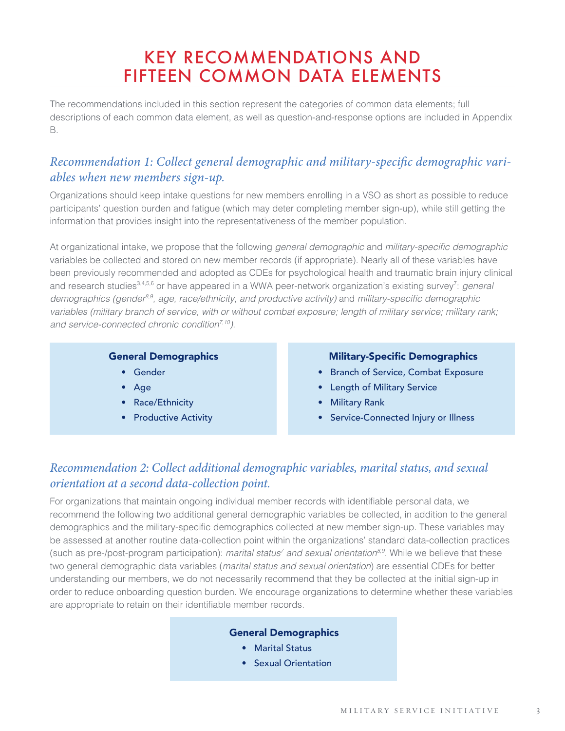# KEY RECOMMENDATIONS AND FIFTEEN COMMON DATA ELEMENTS

The recommendations included in this section represent the categories of common data elements; full descriptions of each common data element, as well as question-and-response options are included in Appendix B.

## *Recommendation 1: Collect general demographic and military-specific demographic variables when new members sign-up.*

Organizations should keep intake questions for new members enrolling in a VSO as short as possible to reduce participants' question burden and fatigue (which may deter completing member sign-up), while still getting the information that provides insight into the representativeness of the member population.

At organizational intake, we propose that the following *general demographic* and *military-specific demographic* variables be collected and stored on new member records (if appropriate). Nearly all of these variables have been previously recommended and adopted as CDEs for psychological health and traumatic brain injury clinical and research studies[3,4,5,6] or have appeared in a WWA peer-network organization's existing survey[7]: *general demographics (gender[8,9], age, race/ethnicity, and productive activity)* and *military-specific demographic variables (military branch of service, with or without combat exposure; length of military service; military rank; and service-connected chronic condition[7,10]).*

**General Demographics**

- Gender
- Age
- Race/Ethnicity
- Productive Activity

**Military-Specific Demographics**

- Branch of Service, Combat Exposure
- Length of Military Service
- Military Rank
- Service-Connected Injury or Illness

## *Recommendation 2: Collect additional demographic variables, marital status, and sexual orientation at a second data-collection point.*

For organizations that maintain ongoing individual member records with identifiable personal data, we recommend the following two additional general demographic variables be collected, in addition to the general demographics and the military-specific demographics collected at new member sign-up. These variables may be assessed at another routine data-collection point within the organizations' standard data-collection practices (such as pre-/post-program participation): *marital status[7] and sexual orientation[8,9]*. While we believe that these two general demographic data variables (*marital status and sexual orientation*) are essential CDEs for better understanding our members, we do not necessarily recommend that they be collected at the initial sign-up in order to reduce onboarding question burden. We encourage organizations to determine whether these variables are appropriate to retain on their identifiable member records.

**General Demographics**

- Marital Status
- Sexual Orientation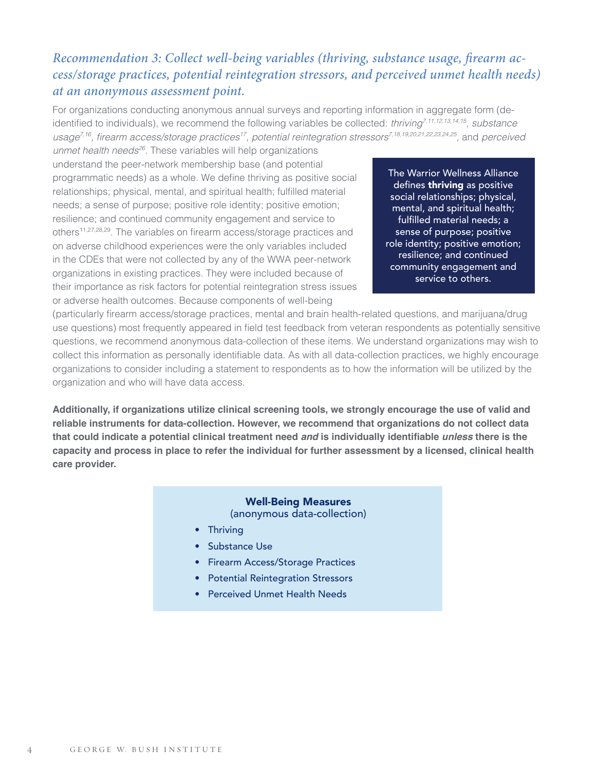### *Recommendation 3: Collect well-being variables (thriving, substance usage, firearm access/storage practices, potential reintegration stressors, and perceived unmet health needs) at an anonymous assessment point.*

For organizations conducting anonymous annual surveys and reporting information in aggregate form (de-identified to individuals), we recommend the following variables be collected: *thriving*[7,11,12,13,14,15], *substance usage*[7,16], *firearm access/storage practices*[17], *potential reintegration stressors*[7,18,19,20,21,22,23,24,25], and *perceived unmet health needs*[26]. These variables will help organizations understand the peer-network membership base (and potential programmatic needs) as a whole. We define thriving as positive social relationships; physical, mental, and spiritual health; fulfilled material needs; a sense of purpose; positive role identity; positive emotion; resilience; and continued community engagement and service to others[11,27,28,29]. The variables on firearm access/storage practices and on adverse childhood experiences were the only variables included in the CDEs that were not collected by any of the WWA peer-network organizations in existing practices. They were included because of their importance as risk factors for potential reintegration stress issues or adverse health outcomes. Because components of well-being (particularly firearm access/storage practices, mental and brain health-related questions, and marijuana/drug use questions) most frequently appeared in field test feedback from veteran respondents as potentially sensitive questions, we recommend anonymous data-collection of these items. We understand organizations may wish to collect this information as personally identifiable data. As with all data-collection practices, we highly encourage organizations to consider including a statement to respondents as to how the information will be utilized by the organization and who will have data access.

> The Warrior Wellness Alliance defines **thriving** as positive social relationships; physical, mental, and spiritual health; fulfilled material needs; a sense of purpose; positive role identity; positive emotion; resilience; and continued community engagement and service to others.

**Additionally, if organizations utilize clinical screening tools, we strongly encourage the use of valid and reliable instruments for data-collection. However, we recommend that organizations do not collect data that could indicate a potential clinical treatment need *and* is individually identifiable *unless* there is the capacity and process in place to refer the individual for further assessment by a licensed, clinical health care provider.**

**Well-Being Measures**
(anonymous data-collection)

- Thriving
- Substance Use
- Firearm Access/Storage Practices
- Potential Reintegration Stressors
- Perceived Unmet Health Needs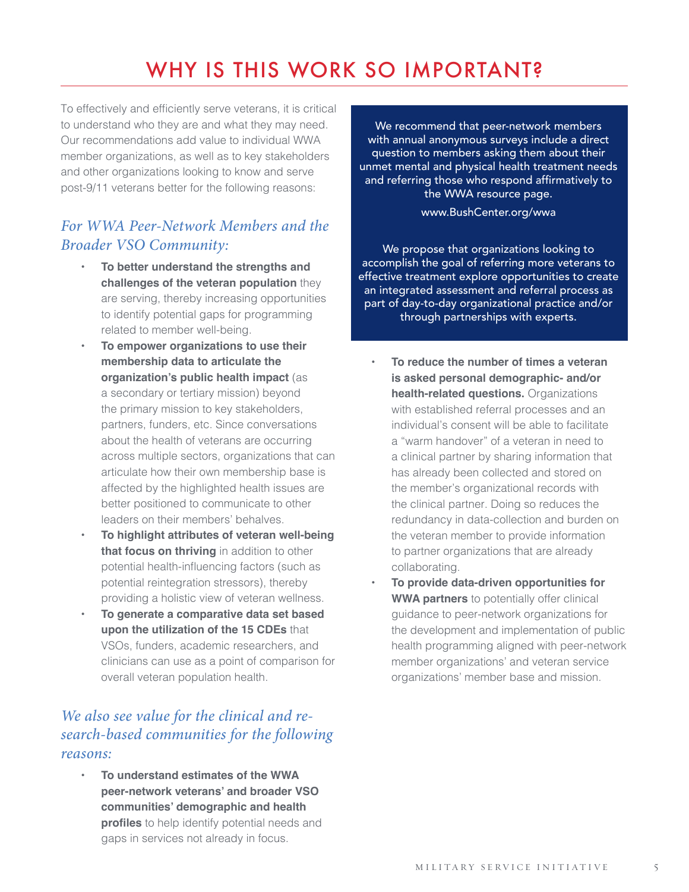# WHY IS THIS WORK SO IMPORTANT?

To effectively and efficiently serve veterans, it is critical to understand who they are and what they may need. Our recommendations add value to individual WWA member organizations, as well as to key stakeholders and other organizations looking to know and serve post-9/11 veterans better for the following reasons:

### *For WWA Peer-Network Members and the Broader VSO Community:*

- **To better understand the strengths and challenges of the veteran population** they are serving, thereby increasing opportunities to identify potential gaps for programming related to member well-being.
- **To empower organizations to use their membership data to articulate the organization's public health impact** (as a secondary or tertiary mission) beyond the primary mission to key stakeholders, partners, funders, etc. Since conversations about the health of veterans are occurring across multiple sectors, organizations that can articulate how their own membership base is affected by the highlighted health issues are better positioned to communicate to other leaders on their members' behalves.
- **To highlight attributes of veteran well-being that focus on thriving** in addition to other potential health-influencing factors (such as potential reintegration stressors), thereby providing a holistic view of veteran wellness.
- **To generate a comparative data set based upon the utilization of the 15 CDEs** that VSOs, funders, academic researchers, and clinicians can use as a point of comparison for overall veteran population health.

### *We also see value for the clinical and research-based communities for the following reasons:*

- **To understand estimates of the WWA peer-network veterans' and broader VSO communities' demographic and health profiles** to help identify potential needs and gaps in services not already in focus.

We recommend that peer-network members with annual anonymous surveys include a direct question to members asking them about their unmet mental and physical health treatment needs and referring those who respond affirmatively to the WWA resource page.

www.BushCenter.org/wwa

We propose that organizations looking to accomplish the goal of referring more veterans to effective treatment explore opportunities to create an integrated assessment and referral process as part of day-to-day organizational practice and/or through partnerships with experts.

- **To reduce the number of times a veteran is asked personal demographic- and/or health-related questions.** Organizations with established referral processes and an individual's consent will be able to facilitate a "warm handover" of a veteran in need to a clinical partner by sharing information that has already been collected and stored on the member's organizational records with the clinical partner. Doing so reduces the redundancy in data-collection and burden on the veteran member to provide information to partner organizations that are already collaborating.
- **To provide data-driven opportunities for WWA partners** to potentially offer clinical guidance to peer-network organizations for the development and implementation of public health programming aligned with peer-network member organizations' and veteran service organizations' member base and mission.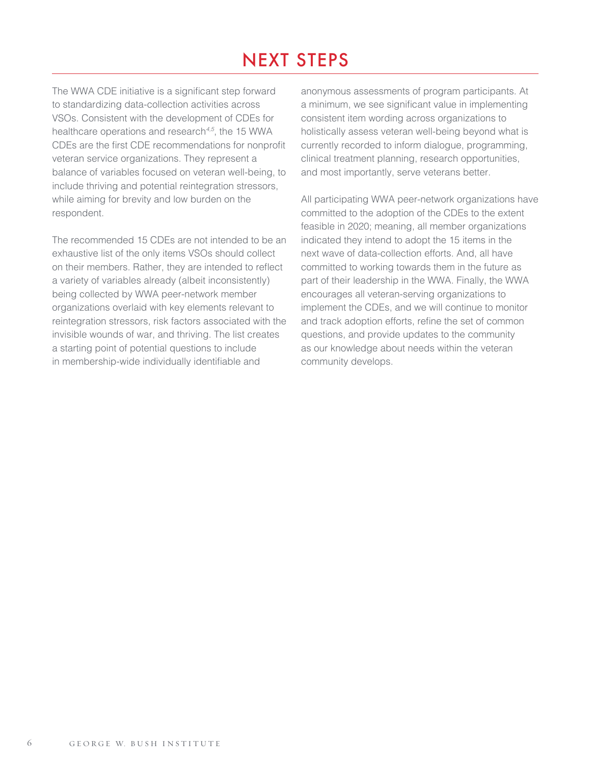# NEXT STEPS

The WWA CDE initiative is a significant step forward to standardizing data-collection activities across VSOs. Consistent with the development of CDEs for healthcare operations and research[4,5], the 15 WWA CDEs are the first CDE recommendations for nonprofit veteran service organizations. They represent a balance of variables focused on veteran well-being, to include thriving and potential reintegration stressors, while aiming for brevity and low burden on the respondent.

The recommended 15 CDEs are not intended to be an exhaustive list of the only items VSOs should collect on their members. Rather, they are intended to reflect a variety of variables already (albeit inconsistently) being collected by WWA peer-network member organizations overlaid with key elements relevant to reintegration stressors, risk factors associated with the invisible wounds of war, and thriving. The list creates a starting point of potential questions to include in membership-wide individually identifiable and anonymous assessments of program participants. At a minimum, we see significant value in implementing consistent item wording across organizations to holistically assess veteran well-being beyond what is currently recorded to inform dialogue, programming, clinical treatment planning, research opportunities, and most importantly, serve veterans better.

All participating WWA peer-network organizations have committed to the adoption of the CDEs to the extent feasible in 2020; meaning, all member organizations indicated they intend to adopt the 15 items in the next wave of data-collection efforts. And, all have committed to working towards them in the future as part of their leadership in the WWA. Finally, the WWA encourages all veteran-serving organizations to implement the CDEs, and we will continue to monitor and track adoption efforts, refine the set of common questions, and provide updates to the community as our knowledge about needs within the veteran community develops.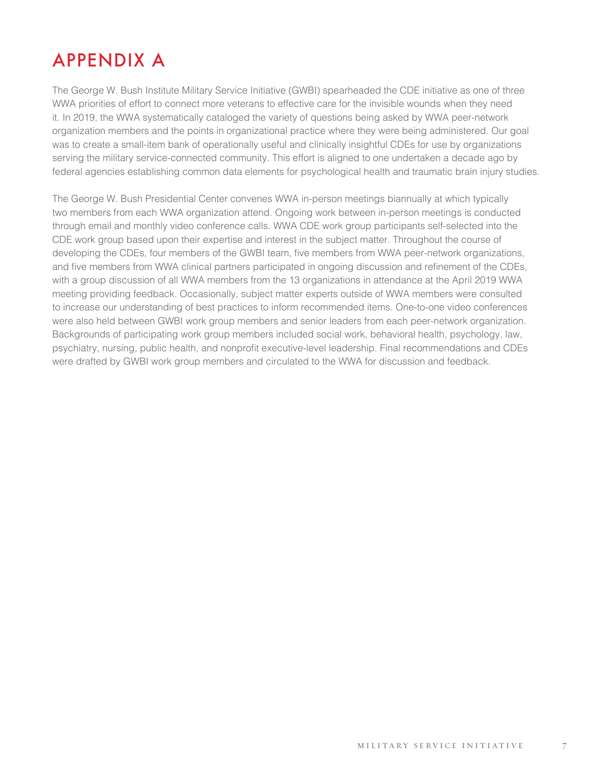# APPENDIX A

The George W. Bush Institute Military Service Initiative (GWBI) spearheaded the CDE initiative as one of three WWA priorities of effort to connect more veterans to effective care for the invisible wounds when they need it. In 2019, the WWA systematically cataloged the variety of questions being asked by WWA peer-network organization members and the points in organizational practice where they were being administered. Our goal was to create a small-item bank of operationally useful and clinically insightful CDEs for use by organizations serving the military service-connected community. This effort is aligned to one undertaken a decade ago by federal agencies establishing common data elements for psychological health and traumatic brain injury studies.

The George W. Bush Presidential Center convenes WWA in-person meetings biannually at which typically two members from each WWA organization attend. Ongoing work between in-person meetings is conducted through email and monthly video conference calls. WWA CDE work group participants self-selected into the CDE work group based upon their expertise and interest in the subject matter. Throughout the course of developing the CDEs, four members of the GWBI team, five members from WWA peer-network organizations, and five members from WWA clinical partners participated in ongoing discussion and refinement of the CDEs, with a group discussion of all WWA members from the 13 organizations in attendance at the April 2019 WWA meeting providing feedback. Occasionally, subject matter experts outside of WWA members were consulted to increase our understanding of best practices to inform recommended items. One-to-one video conferences were also held between GWBI work group members and senior leaders from each peer-network organization. Backgrounds of participating work group members included social work, behavioral health, psychology, law, psychiatry, nursing, public health, and nonprofit executive-level leadership. Final recommendations and CDEs were drafted by GWBI work group members and circulated to the WWA for discussion and feedback.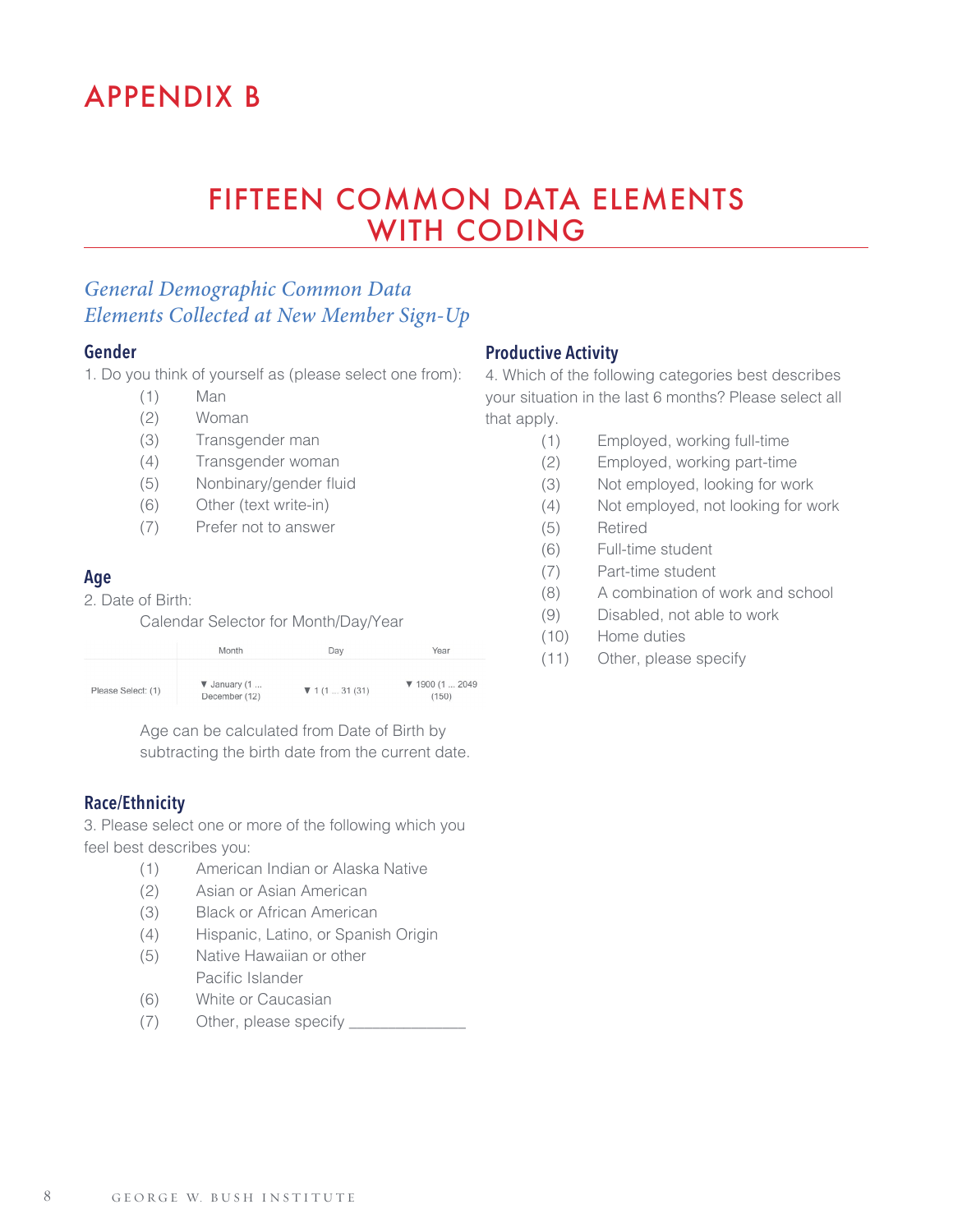# APPENDIX B

## FIFTEEN COMMON DATA ELEMENTS WITH CODING

### *General Demographic Common Data Elements Collected at New Member Sign-Up*

#### Gender

1. Do you think of yourself as (please select one from):

(1) Man
(2) Woman
(3) Transgender man
(4) Transgender woman
(5) Nonbinary/gender fluid
(6) Other (text write-in)
(7) Prefer not to answer

#### Age

2. Date of Birth:

Calendar Selector for Month/Day/Year

| | Month | Day | Year |
|---|---|---|---|
| Please Select: (1) | ▼ January (1 ... December (12) | ▼ 1 (1 ... 31 (31) | ▼ 1900 (1 ... 2049 (150) |

Age can be calculated from Date of Birth by subtracting the birth date from the current date.

#### Race/Ethnicity

3. Please select one or more of the following which you feel best describes you:

(1) American Indian or Alaska Native
(2) Asian or Asian American
(3) Black or African American
(4) Hispanic, Latino, or Spanish Origin
(5) Native Hawaiian or other Pacific Islander
(6) White or Caucasian
(7) Other, please specify _____________

#### Productive Activity

4. Which of the following categories best describes your situation in the last 6 months? Please select all that apply.

(1) Employed, working full-time
(2) Employed, working part-time
(3) Not employed, looking for work
(4) Not employed, not looking for work
(5) Retired
(6) Full-time student
(7) Part-time student
(8) A combination of work and school
(9) Disabled, not able to work
(10) Home duties
(11) Other, please specify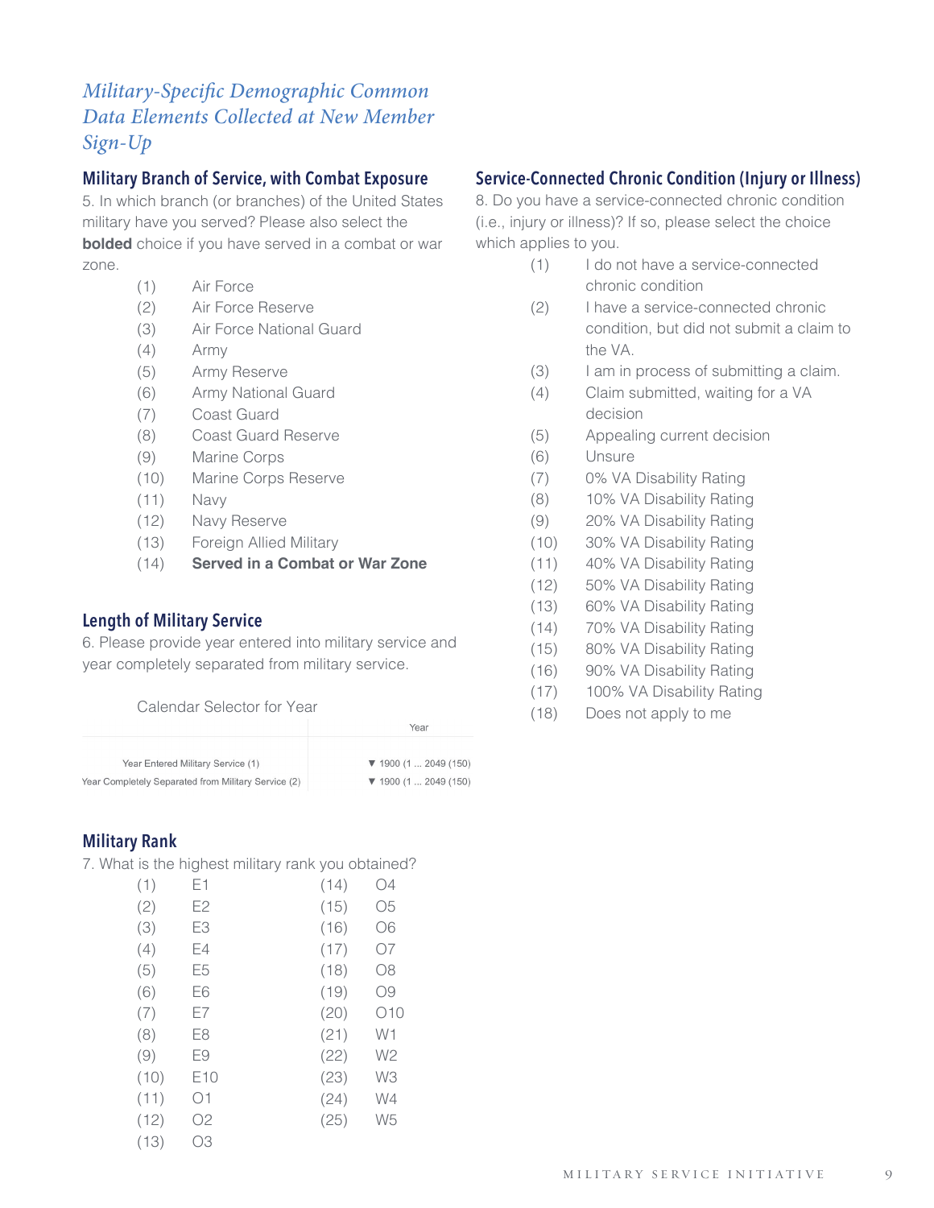## *Military-Specific Demographic Common Data Elements Collected at New Member Sign-Up*

### Military Branch of Service, with Combat Exposure

5. In which branch (or branches) of the United States military have you served? Please also select the **bolded** choice if you have served in a combat or war zone.

(1) Air Force
(2) Air Force Reserve
(3) Air Force National Guard
(4) Army
(5) Army Reserve
(6) Army National Guard
(7) Coast Guard
(8) Coast Guard Reserve
(9) Marine Corps
(10) Marine Corps Reserve
(11) Navy
(12) Navy Reserve
(13) Foreign Allied Military
(14) **Served in a Combat or War Zone**

### Length of Military Service

6. Please provide year entered into military service and year completely separated from military service.

Calendar Selector for Year

| | Year |
|---|---|
| Year Entered Military Service (1) | ▼ 1900 (1 ... 2049 (150) |
| Year Completely Separated from Military Service (2) | ▼ 1900 (1 ... 2049 (150) |

### Military Rank

7. What is the highest military rank you obtained?

| | | | |
|---|---|---|---|
| (1) | E1 | (14) | O4 |
| (2) | E2 | (15) | O5 |
| (3) | E3 | (16) | O6 |
| (4) | E4 | (17) | O7 |
| (5) | E5 | (18) | O8 |
| (6) | E6 | (19) | O9 |
| (7) | E7 | (20) | O10 |
| (8) | E8 | (21) | W1 |
| (9) | E9 | (22) | W2 |
| (10) | E10 | (23) | W3 |
| (11) | O1 | (24) | W4 |
| (12) | O2 | (25) | W5 |
| (13) | O3 | | |

### Service-Connected Chronic Condition (Injury or Illness)

8. Do you have a service-connected chronic condition (i.e., injury or illness)? If so, please select the choice which applies to you.

(1) I do not have a service-connected chronic condition
(2) I have a service-connected chronic condition, but did not submit a claim to the VA.
(3) I am in process of submitting a claim.
(4) Claim submitted, waiting for a VA decision
(5) Appealing current decision
(6) Unsure
(7) 0% VA Disability Rating
(8) 10% VA Disability Rating
(9) 20% VA Disability Rating
(10) 30% VA Disability Rating
(11) 40% VA Disability Rating
(12) 50% VA Disability Rating
(13) 60% VA Disability Rating
(14) 70% VA Disability Rating
(15) 80% VA Disability Rating
(16) 90% VA Disability Rating
(17) 100% VA Disability Rating
(18) Does not apply to me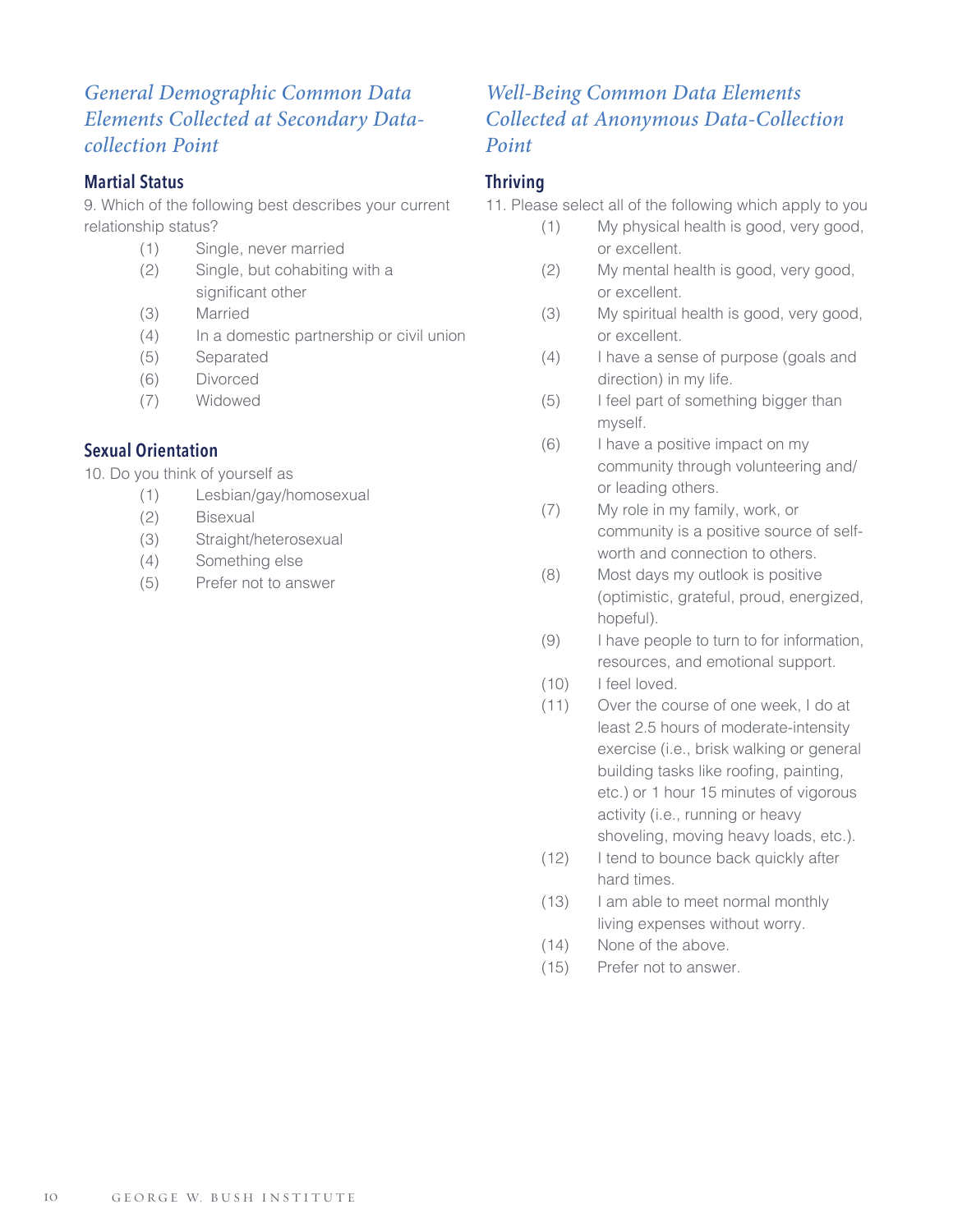## *General Demographic Common Data Elements Collected at Secondary Data-collection Point*

### Martial Status

9. Which of the following best describes your current relationship status?

(1) Single, never married
(2) Single, but cohabiting with a significant other
(3) Married
(4) In a domestic partnership or civil union
(5) Separated
(6) Divorced
(7) Widowed

### Sexual Orientation

10. Do you think of yourself as

(1) Lesbian/gay/homosexual
(2) Bisexual
(3) Straight/heterosexual
(4) Something else
(5) Prefer not to answer

## *Well-Being Common Data Elements Collected at Anonymous Data-Collection Point*

### Thriving

11. Please select all of the following which apply to you

(1) My physical health is good, very good, or excellent.
(2) My mental health is good, very good, or excellent.
(3) My spiritual health is good, very good, or excellent.
(4) I have a sense of purpose (goals and direction) in my life.
(5) I feel part of something bigger than myself.
(6) I have a positive impact on my community through volunteering and/or leading others.
(7) My role in my family, work, or community is a positive source of self-worth and connection to others.
(8) Most days my outlook is positive (optimistic, grateful, proud, energized, hopeful).
(9) I have people to turn to for information, resources, and emotional support.
(10) I feel loved.
(11) Over the course of one week, I do at least 2.5 hours of moderate-intensity exercise (i.e., brisk walking or general building tasks like roofing, painting, etc.) or 1 hour 15 minutes of vigorous activity (i.e., running or heavy shoveling, moving heavy loads, etc.).
(12) I tend to bounce back quickly after hard times.
(13) I am able to meet normal monthly living expenses without worry.
(14) None of the above.
(15) Prefer not to answer.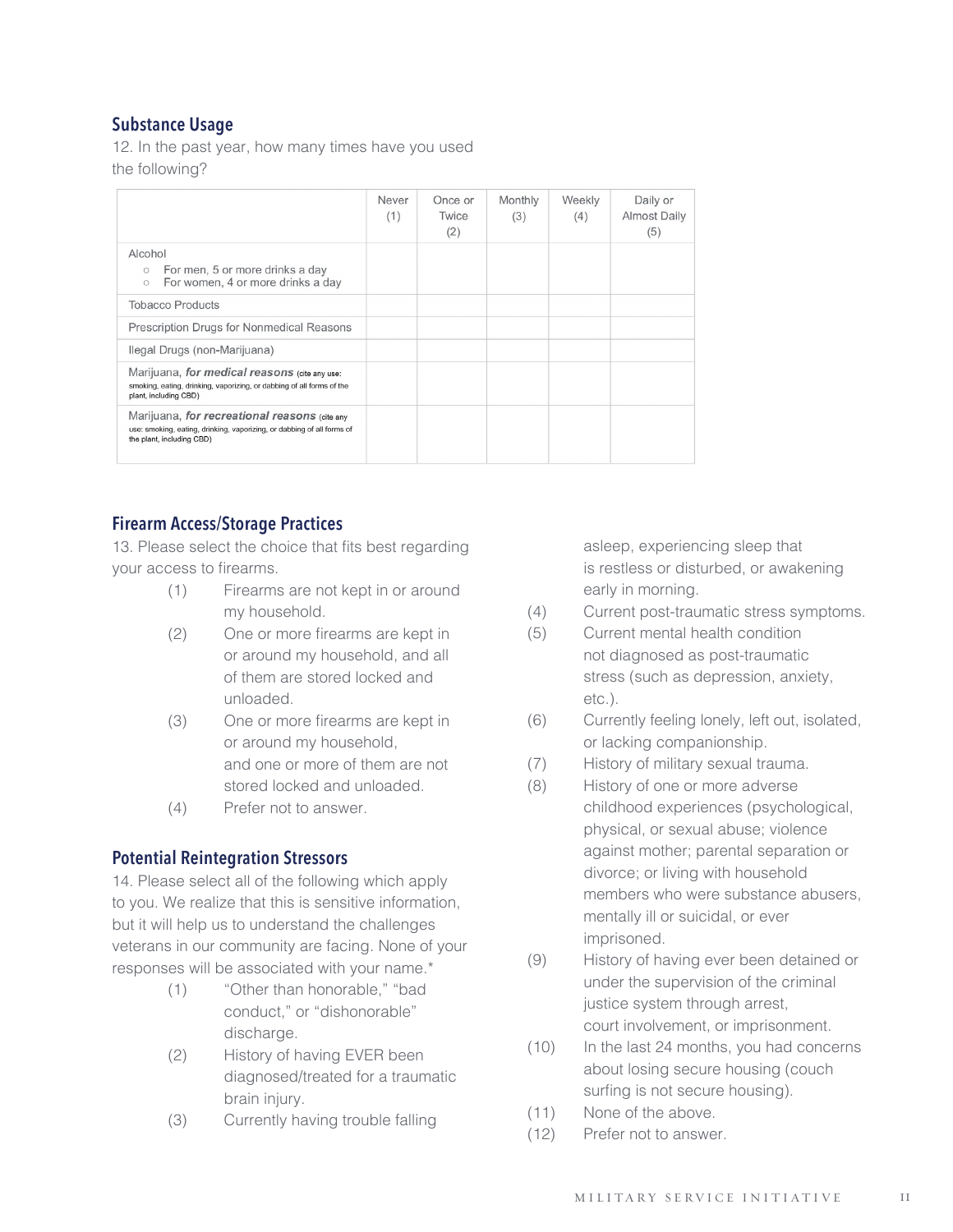## Substance Usage

12. In the past year, how many times have you used the following?

| | Never (1) | Once or Twice (2) | Monthly (3) | Weekly (4) | Daily or Almost Daily (5) |
|---|---|---|---|---|---|
| Alcohol<br>○ For men, 5 or more drinks a day<br>○ For women, 4 or more drinks a day | | | | | |
| Tobacco Products | | | | | |
| Prescription Drugs for Nonmedical Reasons | | | | | |
| Ilegal Drugs (non-Marijuana) | | | | | |
| Marijuana, ***for medical reasons*** (cite any use: smoking, eating, drinking, vaporizing, or dabbing of all forms of the plant, including CBD) | | | | | |
| Marijuana, ***for recreational reasons*** (cite any use: smoking, eating, drinking, vaporizing, or dabbing of all forms of the plant, including CBD) | | | | | |

## Firearm Access/Storage Practices

13. Please select the choice that fits best regarding your access to firearms.

(1) Firearms are not kept in or around my household.

(2) One or more firearms are kept in or around my household, and all of them are stored locked and unloaded.

(3) One or more firearms are kept in or around my household, and one or more of them are not stored locked and unloaded.

(4) Prefer not to answer.

## Potential Reintegration Stressors

14. Please select all of the following which apply to you. We realize that this is sensitive information, but it will help us to understand the challenges veterans in our community are facing. None of your responses will be associated with your name.*

(1) "Other than honorable," "bad conduct," or "dishonorable" discharge.

(2) History of having EVER been diagnosed/treated for a traumatic brain injury.

(3) Currently having trouble falling asleep, experiencing sleep that is restless or disturbed, or awakening early in morning.

(4) Current post-traumatic stress symptoms.

(5) Current mental health condition not diagnosed as post-traumatic stress (such as depression, anxiety, etc.).

(6) Currently feeling lonely, left out, isolated, or lacking companionship.

(7) History of military sexual trauma.

(8) History of one or more adverse childhood experiences (psychological, physical, or sexual abuse; violence against mother; parental separation or divorce; or living with household members who were substance abusers, mentally ill or suicidal, or ever imprisoned.

(9) History of having ever been detained or under the supervision of the criminal justice system through arrest, court involvement, or imprisonment.

(10) In the last 24 months, you had concerns about losing secure housing (couch surfing is not secure housing).

(11) None of the above.

(12) Prefer not to answer.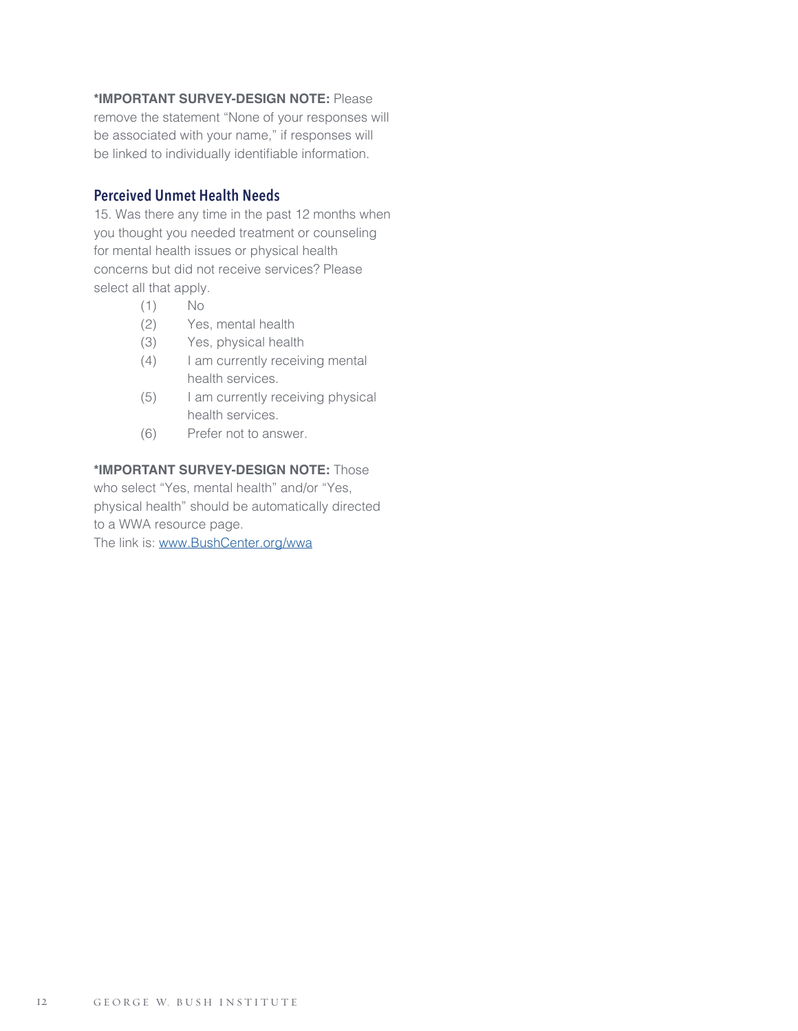**\*IMPORTANT SURVEY-DESIGN NOTE:** Please remove the statement "None of your responses will be associated with your name," if responses will be linked to individually identifiable information.

## Perceived Unmet Health Needs

15. Was there any time in the past 12 months when you thought you needed treatment or counseling for mental health issues or physical health concerns but did not receive services? Please select all that apply.

(1) No
(2) Yes, mental health
(3) Yes, physical health
(4) I am currently receiving mental health services.
(5) I am currently receiving physical health services.
(6) Prefer not to answer.

**\*IMPORTANT SURVEY-DESIGN NOTE:** Those who select "Yes, mental health" and/or "Yes, physical health" should be automatically directed to a WWA resource page.
The link is: www.BushCenter.org/wwa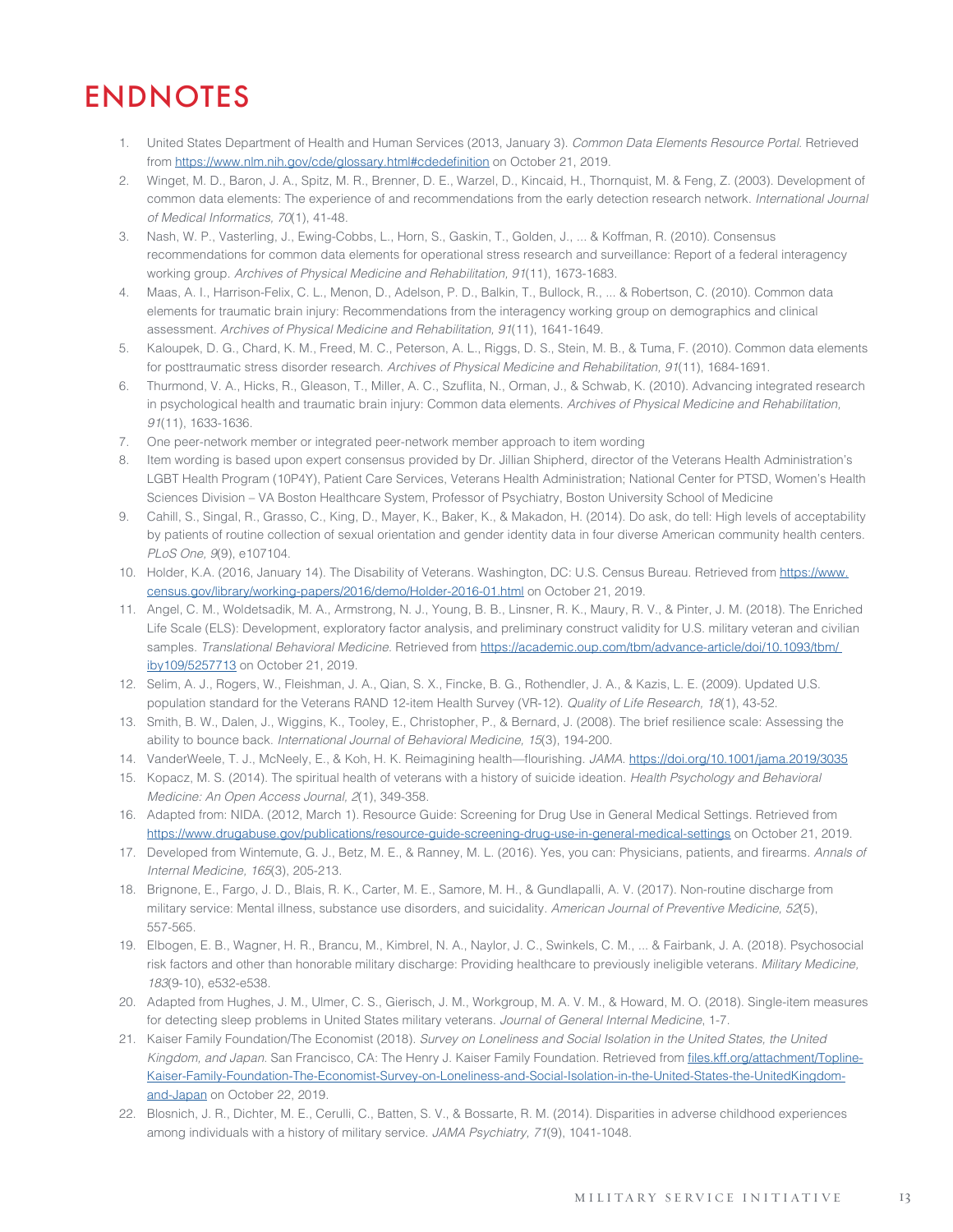# ENDNOTES

1. United States Department of Health and Human Services (2013, January 3). *Common Data Elements Resource Portal*. Retrieved from https://www.nlm.nih.gov/cde/glossary.html#cdedefinition on October 21, 2019.
2. Winget, M. D., Baron, J. A., Spitz, M. R., Brenner, D. E., Warzel, D., Kincaid, H., Thornquist, M. & Feng, Z. (2003). Development of common data elements: The experience of and recommendations from the early detection research network. *International Journal of Medical Informatics, 70*(1), 41-48.
3. Nash, W. P., Vasterling, J., Ewing-Cobbs, L., Horn, S., Gaskin, T., Golden, J., ... & Koffman, R. (2010). Consensus recommendations for common data elements for operational stress research and surveillance: Report of a federal interagency working group. *Archives of Physical Medicine and Rehabilitation, 91*(11), 1673-1683.
4. Maas, A. I., Harrison-Felix, C. L., Menon, D., Adelson, P. D., Balkin, T., Bullock, R., ... & Robertson, C. (2010). Common data elements for traumatic brain injury: Recommendations from the interagency working group on demographics and clinical assessment. *Archives of Physical Medicine and Rehabilitation, 91*(11), 1641-1649.
5. Kaloupek, D. G., Chard, K. M., Freed, M. C., Peterson, A. L., Riggs, D. S., Stein, M. B., & Tuma, F. (2010). Common data elements for posttraumatic stress disorder research. *Archives of Physical Medicine and Rehabilitation, 91*(11), 1684-1691.
6. Thurmond, V. A., Hicks, R., Gleason, T., Miller, A. C., Szuflita, N., Orman, J., & Schwab, K. (2010). Advancing integrated research in psychological health and traumatic brain injury: Common data elements. *Archives of Physical Medicine and Rehabilitation, 91*(11), 1633-1636.
7. One peer-network member or integrated peer-network member approach to item wording
8. Item wording is based upon expert consensus provided by Dr. Jillian Shipherd, director of the Veterans Health Administration's LGBT Health Program (10P4Y), Patient Care Services, Veterans Health Administration; National Center for PTSD, Women's Health Sciences Division – VA Boston Healthcare System, Professor of Psychiatry, Boston University School of Medicine
9. Cahill, S., Singal, R., Grasso, C., King, D., Mayer, K., Baker, K., & Makadon, H. (2014). Do ask, do tell: High levels of acceptability by patients of routine collection of sexual orientation and gender identity data in four diverse American community health centers. *PLoS One, 9*(9), e107104.
10. Holder, K.A. (2016, January 14). The Disability of Veterans. Washington, DC: U.S. Census Bureau. Retrieved from https://www.census.gov/library/working-papers/2016/demo/Holder-2016-01.html on October 21, 2019.
11. Angel, C. M., Woldetsadik, M. A., Armstrong, N. J., Young, B. B., Linsner, R. K., Maury, R. V., & Pinter, J. M. (2018). The Enriched Life Scale (ELS): Development, exploratory factor analysis, and preliminary construct validity for U.S. military veteran and civilian samples. *Translational Behavioral Medicine*. Retrieved from https://academic.oup.com/tbm/advance-article/doi/10.1093/tbm/iby109/5257713 on October 21, 2019.
12. Selim, A. J., Rogers, W., Fleishman, J. A., Qian, S. X., Fincke, B. G., Rothendler, J. A., & Kazis, L. E. (2009). Updated U.S. population standard for the Veterans RAND 12-item Health Survey (VR-12). *Quality of Life Research, 18*(1), 43-52.
13. Smith, B. W., Dalen, J., Wiggins, K., Tooley, E., Christopher, P., & Bernard, J. (2008). The brief resilience scale: Assessing the ability to bounce back. *International Journal of Behavioral Medicine, 15*(3), 194-200.
14. VanderWeele, T. J., McNeely, E., & Koh, H. K. Reimagining health—flourishing. *JAMA*. https://doi.org/10.1001/jama.2019/3035
15. Kopacz, M. S. (2014). The spiritual health of veterans with a history of suicide ideation. *Health Psychology and Behavioral Medicine: An Open Access Journal, 2*(1), 349-358.
16. Adapted from: NIDA. (2012, March 1). Resource Guide: Screening for Drug Use in General Medical Settings. Retrieved from https://www.drugabuse.gov/publications/resource-guide-screening-drug-use-in-general-medical-settings on October 21, 2019.
17. Developed from Wintemute, G. J., Betz, M. E., & Ranney, M. L. (2016). Yes, you can: Physicians, patients, and firearms. *Annals of Internal Medicine, 165*(3), 205-213.
18. Brignone, E., Fargo, J. D., Blais, R. K., Carter, M. E., Samore, M. H., & Gundlapalli, A. V. (2017). Non-routine discharge from military service: Mental illness, substance use disorders, and suicidality. *American Journal of Preventive Medicine, 52*(5), 557-565.
19. Elbogen, E. B., Wagner, H. R., Brancu, M., Kimbrel, N. A., Naylor, J. C., Swinkels, C. M., ... & Fairbank, J. A. (2018). Psychosocial risk factors and other than honorable military discharge: Providing healthcare to previously ineligible veterans. *Military Medicine, 183*(9-10), e532-e538.
20. Adapted from Hughes, J. M., Ulmer, C. S., Gierisch, J. M., Workgroup, M. A. V. M., & Howard, M. O. (2018). Single-item measures for detecting sleep problems in United States military veterans. *Journal of General Internal Medicine*, 1-7.
21. Kaiser Family Foundation/The Economist (2018). *Survey on Loneliness and Social Isolation in the United States, the United Kingdom, and Japan*. San Francisco, CA: The Henry J. Kaiser Family Foundation. Retrieved from files.kff.org/attachment/Topline-Kaiser-Family-Foundation-The-Economist-Survey-on-Loneliness-and-Social-Isolation-in-the-United-States-the-UnitedKingdom-and-Japan on October 22, 2019.
22. Blosnich, J. R., Dichter, M. E., Cerulli, C., Batten, S. V., & Bossarte, R. M. (2014). Disparities in adverse childhood experiences among individuals with a history of military service. *JAMA Psychiatry, 71*(9), 1041-1048.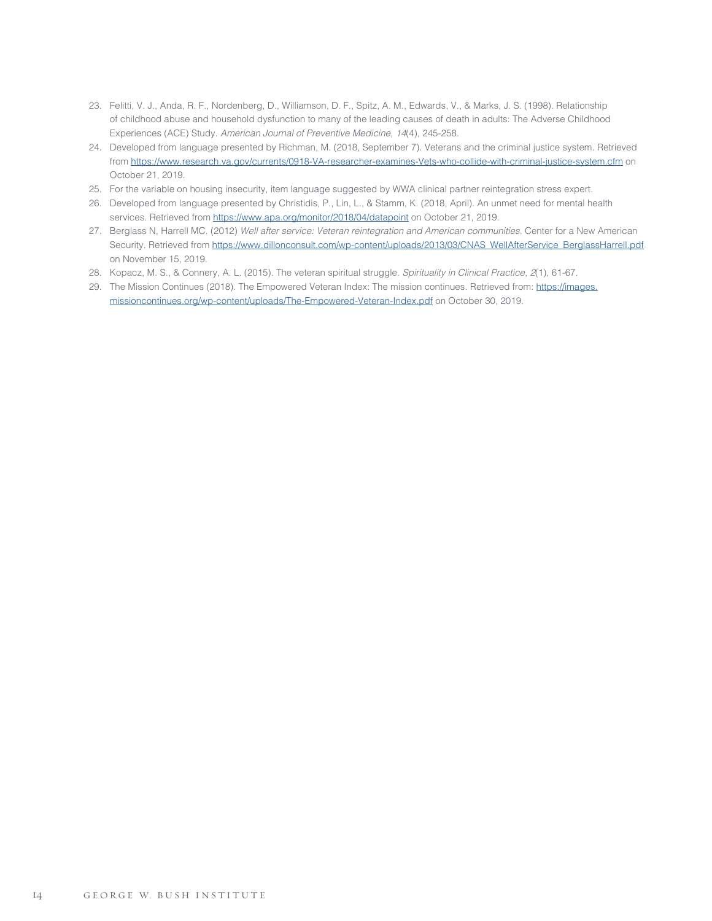23. Felitti, V. J., Anda, R. F., Nordenberg, D., Williamson, D. F., Spitz, A. M., Edwards, V., & Marks, J. S. (1998). Relationship of childhood abuse and household dysfunction to many of the leading causes of death in adults: The Adverse Childhood Experiences (ACE) Study. *American Journal of Preventive Medicine, 14*(4), 245-258.
24. Developed from language presented by Richman, M. (2018, September 7). Veterans and the criminal justice system. Retrieved from https://www.research.va.gov/currents/0918-VA-researcher-examines-Vets-who-collide-with-criminal-justice-system.cfm on October 21, 2019.
25. For the variable on housing insecurity, item language suggested by WWA clinical partner reintegration stress expert.
26. Developed from language presented by Christidis, P., Lin, L., & Stamm, K. (2018, April). An unmet need for mental health services. Retrieved from https://www.apa.org/monitor/2018/04/datapoint on October 21, 2019.
27. Berglass N, Harrell MC. (2012) *Well after service: Veteran reintegration and American communities*. Center for a New American Security. Retrieved from https://www.dillonconsult.com/wp-content/uploads/2013/03/CNAS_WellAfterService_BerglassHarrell.pdf on November 15, 2019.
28. Kopacz, M. S., & Connery, A. L. (2015). The veteran spiritual struggle. *Spirituality in Clinical Practice, 2*(1), 61-67.
29. The Mission Continues (2018). The Empowered Veteran Index: The mission continues. Retrieved from: https://images.missioncontinues.org/wp-content/uploads/The-Empowered-Veteran-Index.pdf on October 30, 2019.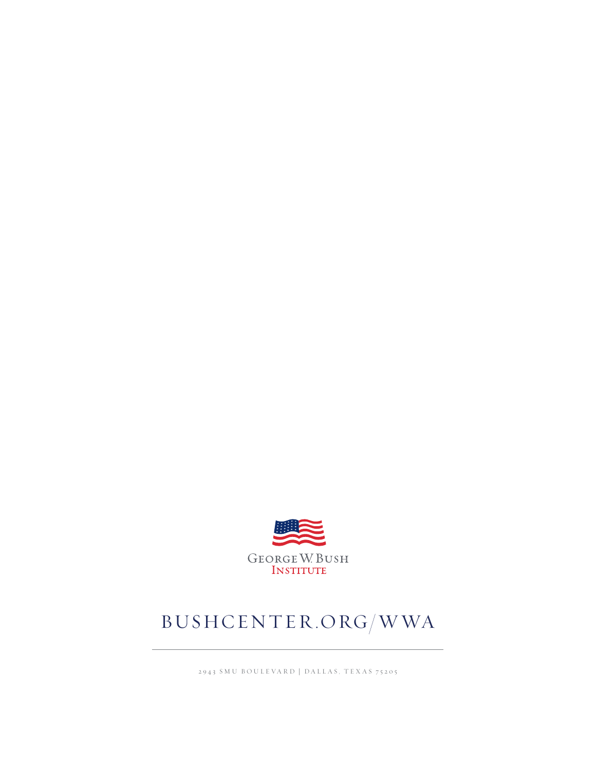George W. Bush
Institute

BUSHCENTER.ORG/WWA

2943 SMU BOULEVARD | DALLAS, TEXAS 75205